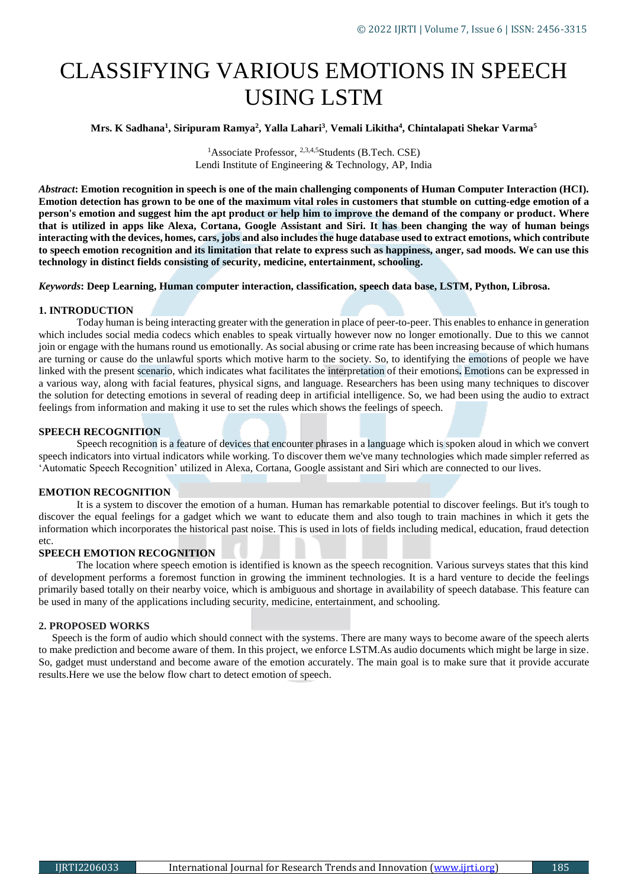# CLASSIFYING VARIOUS EMOTIONS IN SPEECH USING LSTM

**Mrs. K Sadhana[1], Siripuram Ramya[2], Yalla Lahari[3], Vemali Likitha[4], Chintalapati Shekar Varma[5]**

[1]Associate Professor, [2,3,4,5]Students (B.Tech. CSE)
Lendi Institute of Engineering & Technology, AP, India

***Abstract*: Emotion recognition in speech is one of the main challenging components of Human Computer Interaction (HCI). Emotion detection has grown to be one of the maximum vital roles in customers that stumble on cutting-edge emotion of a person's emotion and suggest him the apt product or help him to improve the demand of the company or product. Where that is utilized in apps like Alexa, Cortana, Google Assistant and Siri. It has been changing the way of human beings interacting with the devices, homes, cars, jobs and also includes the huge database used to extract emotions, which contribute to speech emotion recognition and its limitation that relate to express such as happiness, anger, sad moods. We can use this technology in distinct fields consisting of security, medicine, entertainment, schooling.**

***Keywords*: Deep Learning, Human computer interaction, classification, speech data base, LSTM, Python, Librosa.**

## 1. INTRODUCTION

Today human is being interacting greater with the generation in place of peer-to-peer. This enables to enhance in generation which includes social media codecs which enables to speak virtually however now no longer emotionally. Due to this we cannot join or engage with the humans round us emotionally. As social abusing or crime rate has been increasing because of which humans are turning or cause do the unlawful sports which motive harm to the society. So, to identifying the emotions of people we have linked with the present scenario, which indicates what facilitates the interpretation of their emotions**.** Emotions can be expressed in a various way, along with facial features, physical signs, and language. Researchers has been using many techniques to discover the solution for detecting emotions in several of reading deep in artificial intelligence. So, we had been using the audio to extract feelings from information and making it use to set the rules which shows the feelings of speech.

### SPEECH RECOGNITION

Speech recognition is a feature of devices that encounter phrases in a language which is spoken aloud in which we convert speech indicators into virtual indicators while working. To discover them we've many technologies which made simpler referred as 'Automatic Speech Recognition' utilized in Alexa, Cortana, Google assistant and Siri which are connected to our lives.

### EMOTION RECOGNITION

It is a system to discover the emotion of a human. Human has remarkable potential to discover feelings. But it's tough to discover the equal feelings for a gadget which we want to educate them and also tough to train machines in which it gets the information which incorporates the historical past noise. This is used in lots of fields including medical, education, fraud detection etc.

### SPEECH EMOTION RECOGNITION

The location where speech emotion is identified is known as the speech recognition. Various surveys states that this kind of development performs a foremost function in growing the imminent technologies. It is a hard venture to decide the feelings primarily based totally on their nearby voice, which is ambiguous and shortage in availability of speech database. This feature can be used in many of the applications including security, medicine, entertainment, and schooling.

## 2. PROPOSED WORKS

Speech is the form of audio which should connect with the systems. There are many ways to become aware of the speech alerts to make prediction and become aware of them. In this project, we enforce LSTM.As audio documents which might be large in size. So, gadget must understand and become aware of the emotion accurately. The main goal is to make sure that it provide accurate results.Here we use the below flow chart to detect emotion of speech.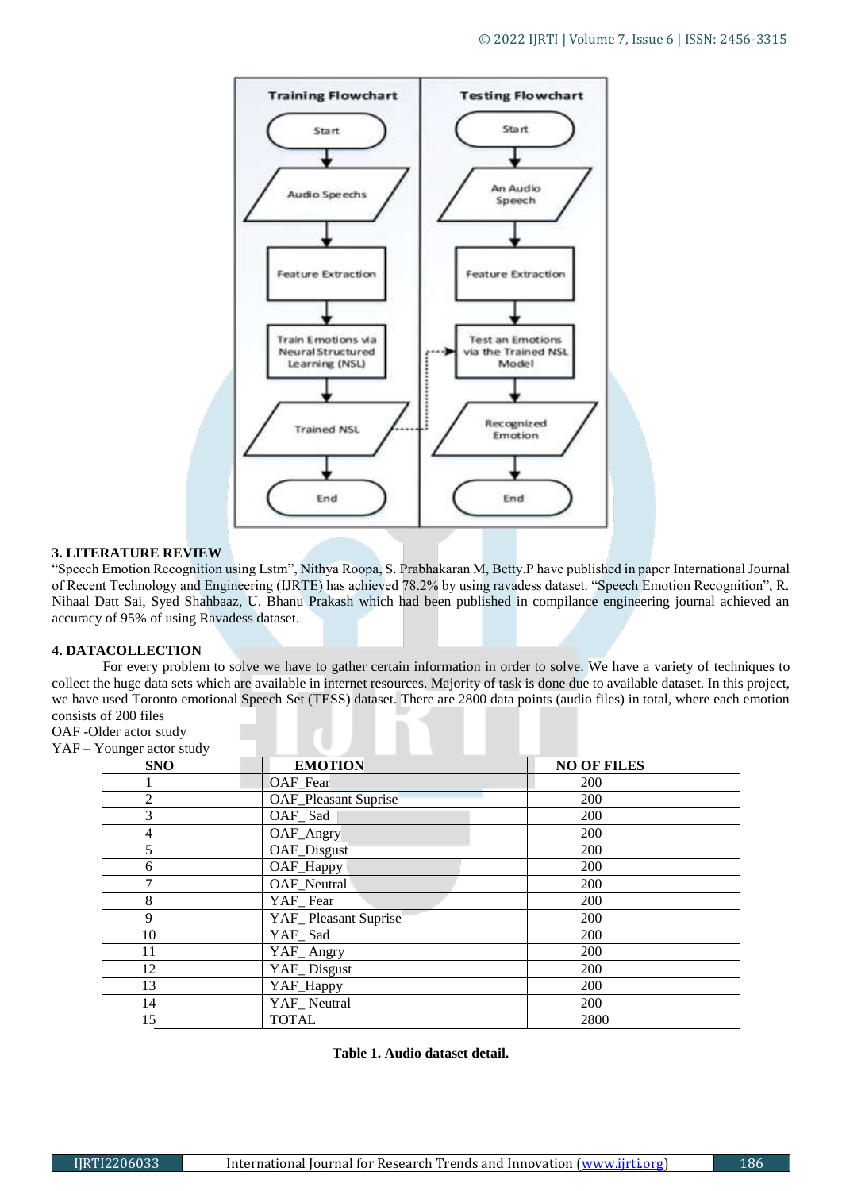Training Flowchart

Start

Audio Speechs

Feature Extraction

Train Emotions via Neural Structured Learning (NSL)

Trained NSL

End

Testing Flowchart

Start

An Audio Speech

Feature Extraction

Test an Emotions via the Trained NSL Model

Recognized Emotion

End

### 3. LITERATURE REVIEW

"Speech Emotion Recognition using Lstm", Nithya Roopa, S. Prabhakaran M, Betty.P have published in paper International Journal of Recent Technology and Engineering (IJRTE) has achieved 78.2% by using ravadess dataset. "Speech Emotion Recognition", R. Nihaal Datt Sai, Syed Shahbaaz, U. Bhanu Prakash which had been published in compilance engineering journal achieved an accuracy of 95% of using Ravadess dataset.

### 4. DATACOLLECTION

For every problem to solve we have to gather certain information in order to solve. We have a variety of techniques to collect the huge data sets which are available in internet resources. Majority of task is done due to available dataset. In this project, we have used Toronto emotional Speech Set (TESS) dataset. There are 2800 data points (audio files) in total, where each emotion consists of 200 files

OAF -Older actor study

YAF – Younger actor study

| SNO | EMOTION | NO OF FILES |
|---|---|---|
| 1 | OAF_Fear | 200 |
| 2 | OAF_Pleasant Suprise | 200 |
| 3 | OAF_ Sad | 200 |
| 4 | OAF_Angry | 200 |
| 5 | OAF_Disgust | 200 |
| 6 | OAF_Happy | 200 |
| 7 | OAF_Neutral | 200 |
| 8 | YAF_ Fear | 200 |
| 9 | YAF_ Pleasant Suprise | 200 |
| 10 | YAF_ Sad | 200 |
| 11 | YAF_ Angry | 200 |
| 12 | YAF_ Disgust | 200 |
| 13 | YAF_Happy | 200 |
| 14 | YAF_ Neutral | 200 |
| 15 | TOTAL | 2800 |

**Table 1. Audio dataset detail.**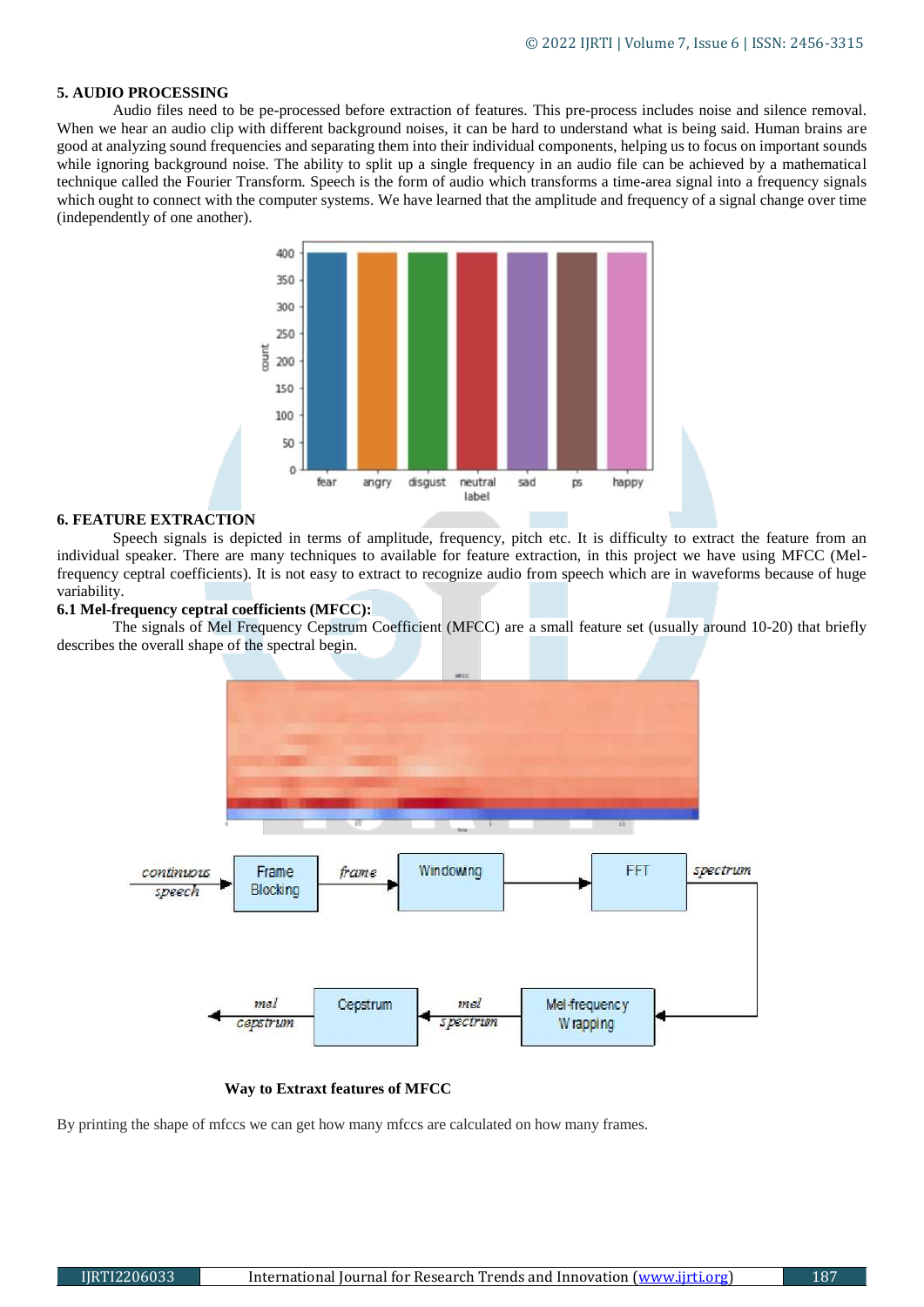### 5. AUDIO PROCESSING

Audio files need to be pe-processed before extraction of features. This pre-process includes noise and silence removal. When we hear an audio clip with different background noises, it can be hard to understand what is being said. Human brains are good at analyzing sound frequencies and separating them into their individual components, helping us to focus on important sounds while ignoring background noise. The ability to split up a single frequency in an audio file can be achieved by a mathematical technique called the Fourier Transform. Speech is the form of audio which transforms a time-area signal into a frequency signals which ought to connect with the computer systems. We have learned that the amplitude and frequency of a signal change over time (independently of one another).

400
350
300
250
200
150
100
50
0
count
fear angry disgust neutral sad ps happy
label

### 6. FEATURE EXTRACTION

Speech signals is depicted in terms of amplitude, frequency, pitch etc. It is difficulty to extract the feature from an individual speaker. There are many techniques to available for feature extraction, in this project we have using MFCC (Mel-frequency ceptral coefficients). It is not easy to extract to recognize audio from speech which are in waveforms because of huge variability.

#### 6.1 Mel-frequency ceptral coefficients (MFCC):

The signals of Mel Frequency Cepstrum Coefficient (MFCC) are a small feature set (usually around 10-20) that briefly describes the overall shape of the spectral begin.

MFCC

continuous speech → Frame Blocking → frame → Windowing → FFT → spectrum → Mel-frequency Wrapping → mel spectrum → Cepstrum → mel cepstrum

**Way to Extraxt features of MFCC**

By printing the shape of mfccs we can get how many mfccs are calculated on how many frames.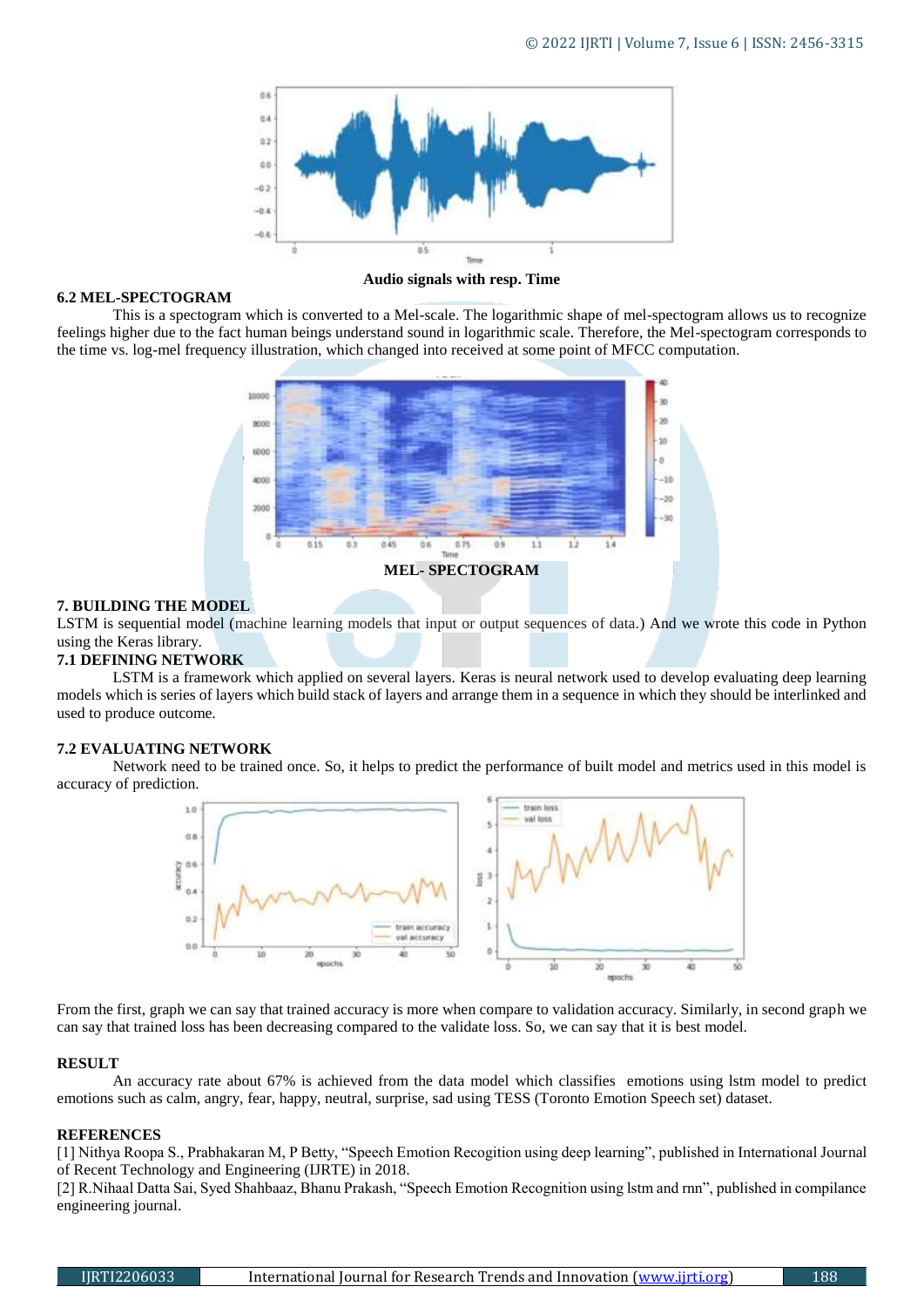0.6
0.4
0.2
0.0
−0.2
−0.4
−0.6
0
0.5
1
Time

**Audio signals with resp. Time**

### 6.2 MEL-SPECTOGRAM

This is a spectogram which is converted to a Mel-scale. The logarithmic shape of mel-spectogram allows us to recognize feelings higher due to the fact human beings understand sound in logarithmic scale. Therefore, the Mel-spectogram corresponds to the time vs. log-mel frequency illustration, which changed into received at some point of MFCC computation.

10000
8000
6000
4000
2000
0
0
0.15
0.3
0.45
0.6
0.75
0.9
1.1
1.2
1.4
Time
40
30
20
10
0
−10
−20
−30

**MEL- SPECTOGRAM**

## 7. BUILDING THE MODEL

LSTM is sequential model (machine learning models that input or output sequences of data.) And we wrote this code in Python using the Keras library.

### 7.1 DEFINING NETWORK

LSTM is a framework which applied on several layers. Keras is neural network used to develop evaluating deep learning models which is series of layers which build stack of layers and arrange them in a sequence in which they should be interlinked and used to produce outcome.

### 7.2 EVALUATING NETWORK

Network need to be trained once. So, it helps to predict the performance of built model and metrics used in this model is accuracy of prediction.

accuracy
1.0
0.8
0.6
0.4
0.2
0.0
0
10
20
30
40
50
epochs
train accuracy
val accuracy

loss
6
5
4
3
2
1
0
0
10
20
30
40
50
epochs
train loss
val loss

From the first, graph we can say that trained accuracy is more when compare to validation accuracy. Similarly, in second graph we can say that trained loss has been decreasing compared to the validate loss. So, we can say that it is best model.

## RESULT

An accuracy rate about 67% is achieved from the data model which classifies emotions using lstm model to predict emotions such as calm, angry, fear, happy, neutral, surprise, sad using TESS (Toronto Emotion Speech set) dataset.

## REFERENCES

[1] Nithya Roopa S., Prabhakaran M, P Betty, "Speech Emotion Recognition using deep learning", published in International Journal of Recent Technology and Engineering (IJRTE) in 2018.

[2] R.Nihaal Datta Sai, Syed Shahbaaz, Bhanu Prakash, "Speech Emotion Recognition using lstm and rnn", published in compilance engineering journal.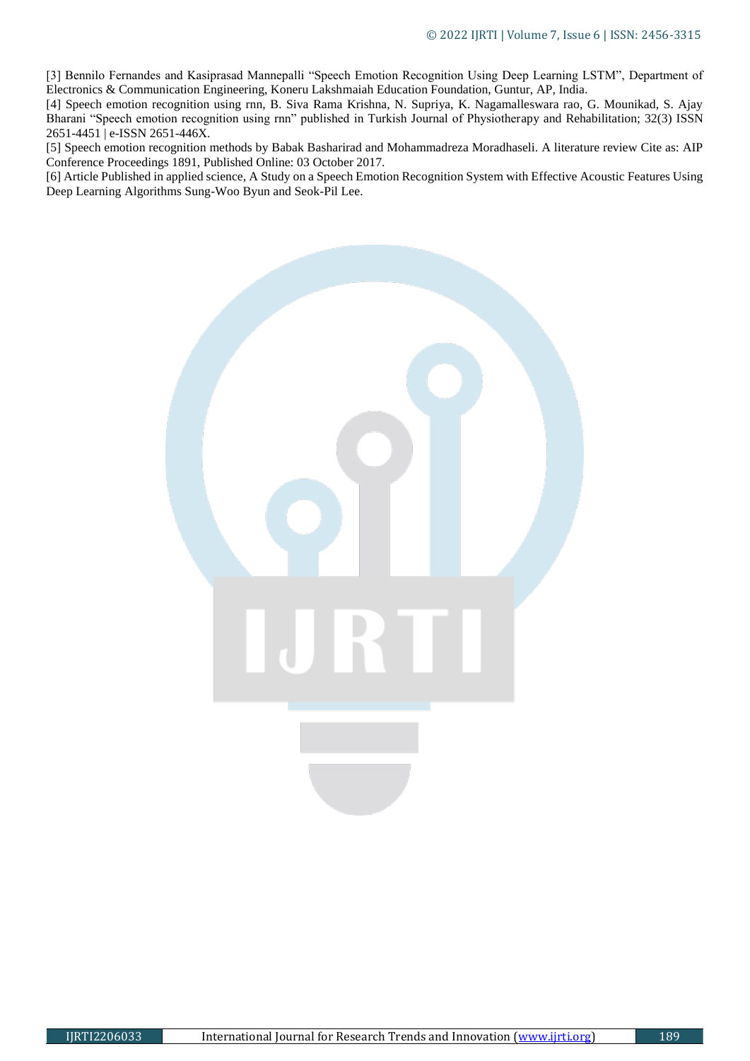[3] Bennilo Fernandes and Kasiprasad Mannepalli "Speech Emotion Recognition Using Deep Learning LSTM", Department of Electronics & Communication Engineering, Koneru Lakshmaiah Education Foundation, Guntur, AP, India.

[4] Speech emotion recognition using rnn, B. Siva Rama Krishna, N. Supriya, K. Nagamalleswara rao, G. Mounikad, S. Ajay Bharani "Speech emotion recognition using rnn" published in Turkish Journal of Physiotherapy and Rehabilitation; 32(3) ISSN 2651-4451 | e-ISSN 2651-446X.

[5] Speech emotion recognition methods by Babak Basharirad and Mohammadreza Moradhaseli. A literature review Cite as: AIP Conference Proceedings 1891, Published Online: 03 October 2017.

[6] Article Published in applied science, A Study on a Speech Emotion Recognition System with Effective Acoustic Features Using Deep Learning Algorithms Sung-Woo Byun and Seok-Pil Lee.